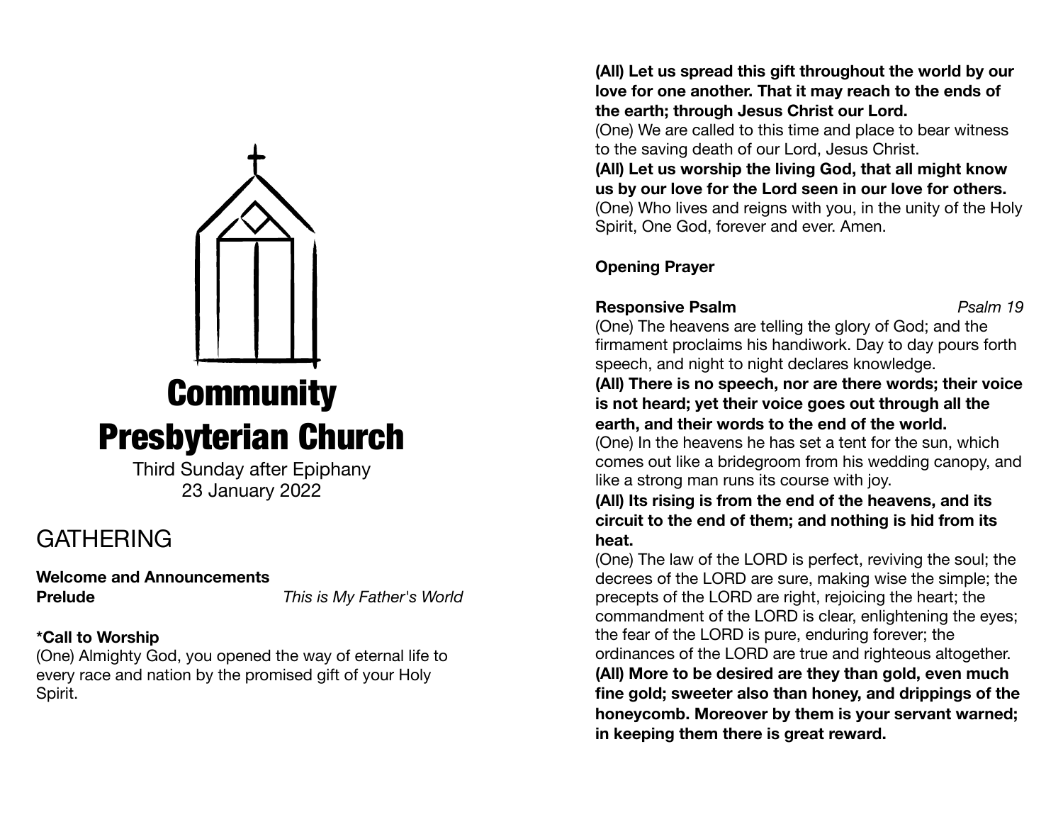# Community Presbyterian Church

Third Sunday after Epiphany
23 January 2022

## GATHERING

**Welcome and Announcements**

**Prelude** *This is My Father's World*

**\*Call to Worship**

(One) Almighty God, you opened the way of eternal life to every race and nation by the promised gift of your Holy Spirit.

**(All) Let us spread this gift throughout the world by our love for one another. That it may reach to the ends of the earth; through Jesus Christ our Lord.**

(One) We are called to this time and place to bear witness to the saving death of our Lord, Jesus Christ.

**(All) Let us worship the living God, that all might know us by our love for the Lord seen in our love for others.**

(One) Who lives and reigns with you, in the unity of the Holy Spirit, One God, forever and ever. Amen.

**Opening Prayer**

**Responsive Psalm** *Psalm 19*

(One) The heavens are telling the glory of God; and the firmament proclaims his handiwork. Day to day pours forth speech, and night to night declares knowledge.

**(All) There is no speech, nor are there words; their voice is not heard; yet their voice goes out through all the earth, and their words to the end of the world.**

(One) In the heavens he has set a tent for the sun, which comes out like a bridegroom from his wedding canopy, and like a strong man runs its course with joy.

**(All) Its rising is from the end of the heavens, and its circuit to the end of them; and nothing is hid from its heat.**

(One) The law of the LORD is perfect, reviving the soul; the decrees of the LORD are sure, making wise the simple; the precepts of the LORD are right, rejoicing the heart; the commandment of the LORD is clear, enlightening the eyes; the fear of the LORD is pure, enduring forever; the ordinances of the LORD are true and righteous altogether.

**(All) More to be desired are they than gold, even much fine gold; sweeter also than honey, and drippings of the honeycomb. Moreover by them is your servant warned; in keeping them there is great reward.**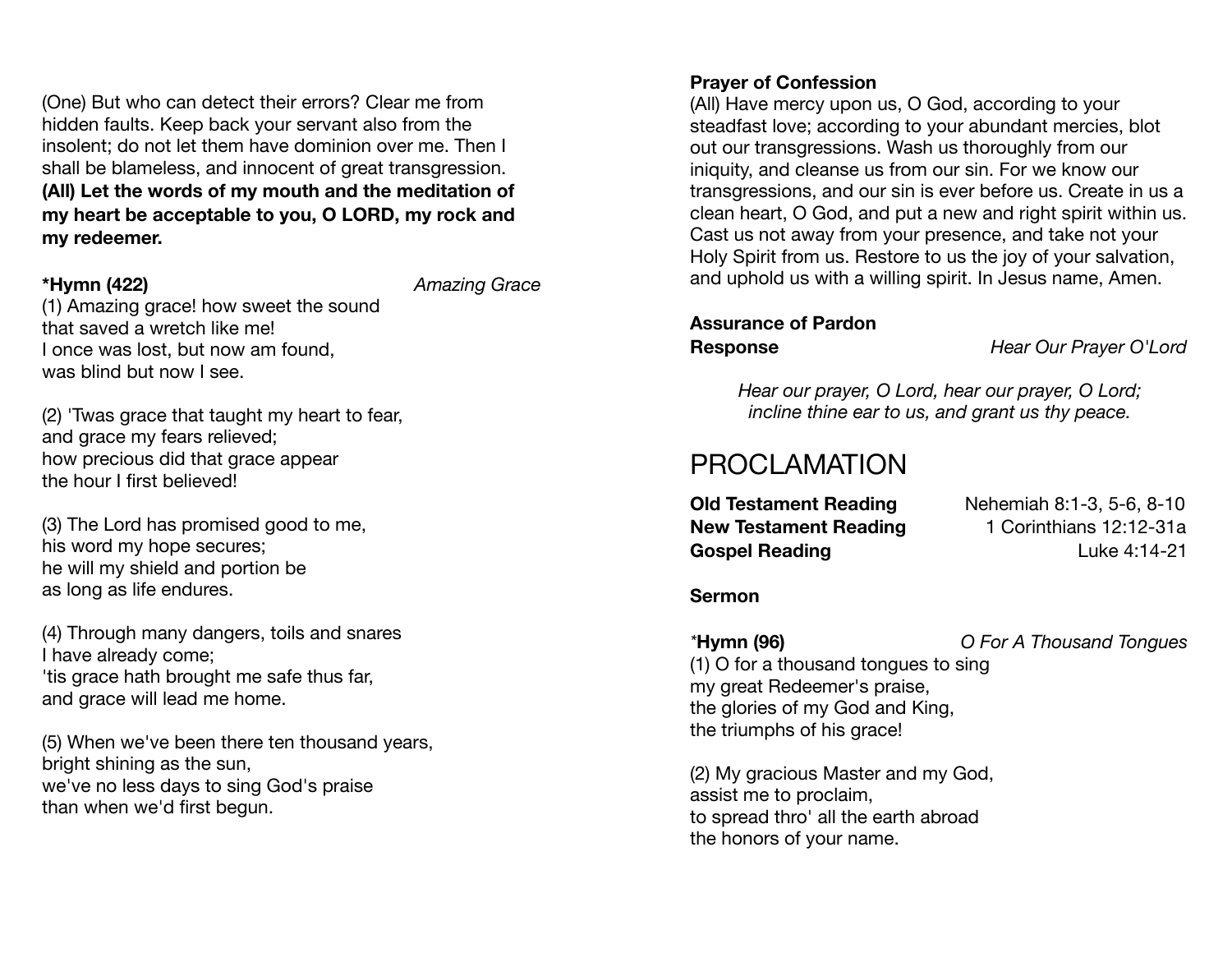(One) But who can detect their errors? Clear me from hidden faults. Keep back your servant also from the insolent; do not let them have dominion over me. Then I shall be blameless, and innocent of great transgression. **(All) Let the words of my mouth and the meditation of my heart be acceptable to you, O LORD, my rock and my redeemer.**

**\*Hymn (422)** *Amazing Grace*

(1) Amazing grace! how sweet the sound
that saved a wretch like me!
I once was lost, but now am found,
was blind but now I see.

(2) 'Twas grace that taught my heart to fear,
and grace my fears relieved;
how precious did that grace appear
the hour I first believed!

(3) The Lord has promised good to me,
his word my hope secures;
he will my shield and portion be
as long as life endures.

(4) Through many dangers, toils and snares
I have already come;
'tis grace hath brought me safe thus far,
and grace will lead me home.

(5) When we've been there ten thousand years,
bright shining as the sun,
we've no less days to sing God's praise
than when we'd first begun.

**Prayer of Confession**

(All) Have mercy upon us, O God, according to your steadfast love; according to your abundant mercies, blot out our transgressions. Wash us thoroughly from our iniquity, and cleanse us from our sin. For we know our transgressions, and our sin is ever before us. Create in us a clean heart, O God, and put a new and right spirit within us. Cast us not away from your presence, and take not your Holy Spirit from us. Restore to us the joy of your salvation, and uphold us with a willing spirit. In Jesus name, Amen.

**Assurance of Pardon**

**Response** *Hear Our Prayer O'Lord*

*Hear our prayer, O Lord, hear our prayer, O Lord;*
*incline thine ear to us, and grant us thy peace.*

# PROCLAMATION

**Old Testament Reading** Nehemiah 8:1-3, 5-6, 8-10
**New Testament Reading** 1 Corinthians 12:12-31a
**Gospel Reading** Luke 4:14-21

**Sermon**

\***Hymn (96)** *O For A Thousand Tongues*

(1) O for a thousand tongues to sing
my great Redeemer's praise,
the glories of my God and King,
the triumphs of his grace!

(2) My gracious Master and my God,
assist me to proclaim,
to spread thro' all the earth abroad
the honors of your name.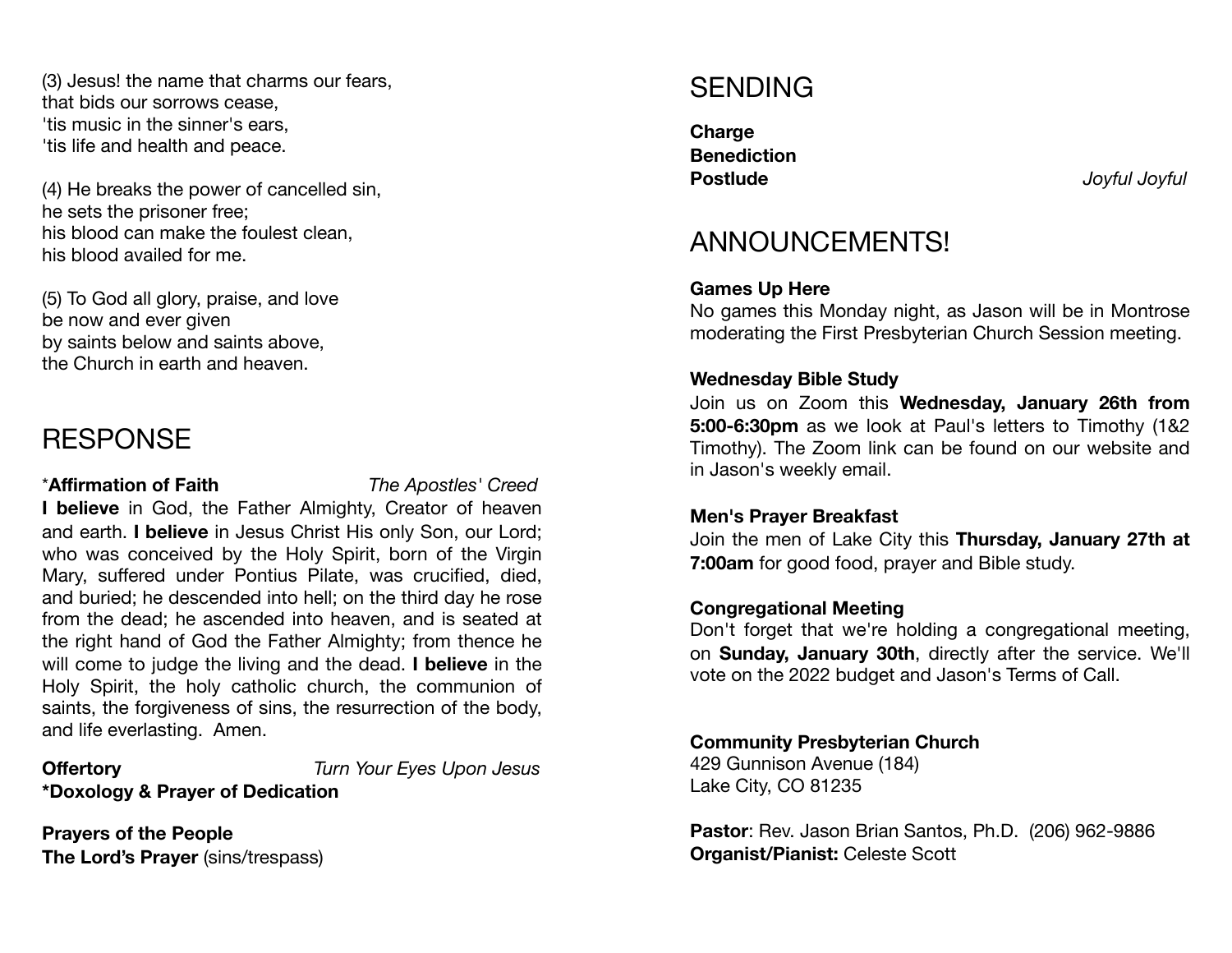(3) Jesus! the name that charms our fears,
that bids our sorrows cease,
'tis music in the sinner's ears,
'tis life and health and peace.

(4) He breaks the power of cancelled sin,
he sets the prisoner free;
his blood can make the foulest clean,
his blood availed for me.

(5) To God all glory, praise, and love
be now and ever given
by saints below and saints above,
the Church in earth and heaven.

# RESPONSE

*__Affirmation of Faith__ *The Apostles' Creed*

**I believe** in God, the Father Almighty, Creator of heaven and earth. **I believe** in Jesus Christ His only Son, our Lord; who was conceived by the Holy Spirit, born of the Virgin Mary, suffered under Pontius Pilate, was crucified, died, and buried; he descended into hell; on the third day he rose from the dead; he ascended into heaven, and is seated at the right hand of God the Father Almighty; from thence he will come to judge the living and the dead. **I believe** in the Holy Spirit, the holy catholic church, the communion of saints, the forgiveness of sins, the resurrection of the body, and life everlasting. Amen.

**Offertory** *Turn Your Eyes Upon Jesus*
**\*Doxology & Prayer of Dedication**

**Prayers of the People**
**The Lord's Prayer** (sins/trespass)

# SENDING

**Charge**
**Benediction**
**Postlude** *Joyful Joyful*

# ANNOUNCEMENTS!

**Games Up Here**
No games this Monday night, as Jason will be in Montrose moderating the First Presbyterian Church Session meeting.

**Wednesday Bible Study**
Join us on Zoom this **Wednesday, January 26th from 5:00-6:30pm** as we look at Paul's letters to Timothy (1&2 Timothy). The Zoom link can be found on our website and in Jason's weekly email.

**Men's Prayer Breakfast**
Join the men of Lake City this **Thursday, January 27th at 7:00am** for good food, prayer and Bible study.

**Congregational Meeting**
Don't forget that we're holding a congregational meeting, on **Sunday, January 30th**, directly after the service. We'll vote on the 2022 budget and Jason's Terms of Call.

**Community Presbyterian Church**
429 Gunnison Avenue (184)
Lake City, CO 81235

**Pastor**: Rev. Jason Brian Santos, Ph.D. (206) 962-9886
**Organist/Pianist:** Celeste Scott